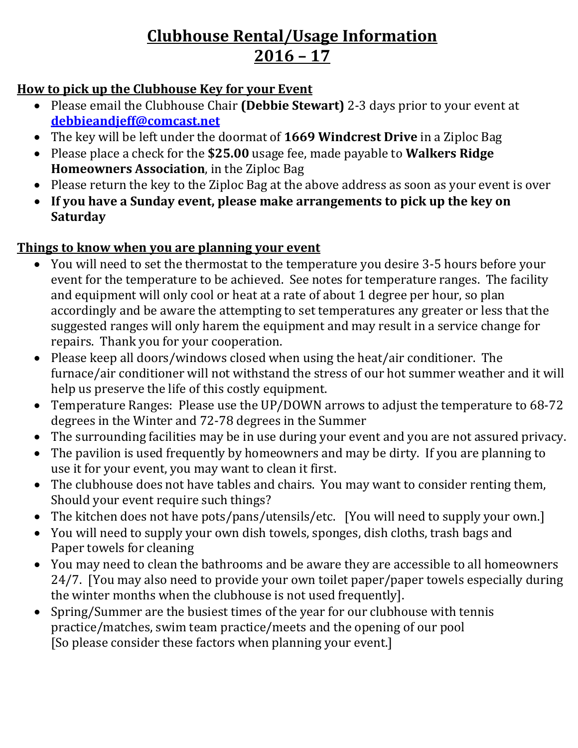# Clubhouse Rental/Usage Information
# 2016 – 17

**How to pick up the Clubhouse Key for your Event**

- Please email the Clubhouse Chair **(Debbie Stewart)** 2-3 days prior to your event at **debbieandjeff@comcast.net**
- The key will be left under the doormat of **1669 Windcrest Drive** in a Ziploc Bag
- Please place a check for the **$25.00** usage fee, made payable to **Walkers Ridge Homeowners Association**, in the Ziploc Bag
- Please return the key to the Ziploc Bag at the above address as soon as your event is over
- **If you have a Sunday event, please make arrangements to pick up the key on Saturday**

**Things to know when you are planning your event**

- You will need to set the thermostat to the temperature you desire 3-5 hours before your event for the temperature to be achieved. See notes for temperature ranges. The facility and equipment will only cool or heat at a rate of about 1 degree per hour, so plan accordingly and be aware the attempting to set temperatures any greater or less that the suggested ranges will only harem the equipment and may result in a service change for repairs. Thank you for your cooperation.
- Please keep all doors/windows closed when using the heat/air conditioner. The furnace/air conditioner will not withstand the stress of our hot summer weather and it will help us preserve the life of this costly equipment.
- Temperature Ranges: Please use the UP/DOWN arrows to adjust the temperature to 68-72 degrees in the Winter and 72-78 degrees in the Summer
- The surrounding facilities may be in use during your event and you are not assured privacy.
- The pavilion is used frequently by homeowners and may be dirty. If you are planning to use it for your event, you may want to clean it first.
- The clubhouse does not have tables and chairs. You may want to consider renting them, Should your event require such things?
- The kitchen does not have pots/pans/utensils/etc. [You will need to supply your own.]
- You will need to supply your own dish towels, sponges, dish cloths, trash bags and Paper towels for cleaning
- You may need to clean the bathrooms and be aware they are accessible to all homeowners 24/7. [You may also need to provide your own toilet paper/paper towels especially during the winter months when the clubhouse is not used frequently].
- Spring/Summer are the busiest times of the year for our clubhouse with tennis practice/matches, swim team practice/meets and the opening of our pool [So please consider these factors when planning your event.]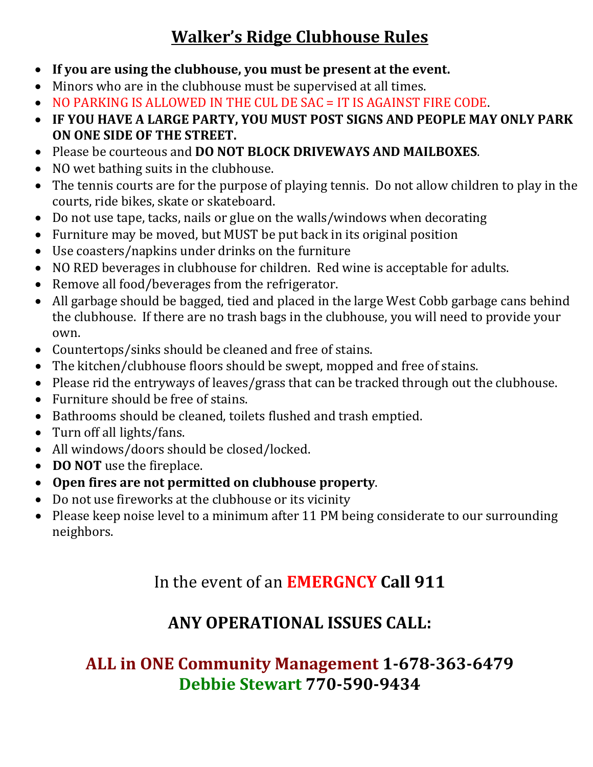# Walker's Ridge Clubhouse Rules

- **If you are using the clubhouse, you must be present at the event.**
- Minors who are in the clubhouse must be supervised at all times.
- NO PARKING IS ALLOWED IN THE CUL DE SAC = IT IS AGAINST FIRE CODE.
- **IF YOU HAVE A LARGE PARTY, YOU MUST POST SIGNS AND PEOPLE MAY ONLY PARK ON ONE SIDE OF THE STREET.**
- Please be courteous and **DO NOT BLOCK DRIVEWAYS AND MAILBOXES**.
- NO wet bathing suits in the clubhouse.
- The tennis courts are for the purpose of playing tennis. Do not allow children to play in the courts, ride bikes, skate or skateboard.
- Do not use tape, tacks, nails or glue on the walls/windows when decorating
- Furniture may be moved, but MUST be put back in its original position
- Use coasters/napkins under drinks on the furniture
- NO RED beverages in clubhouse for children. Red wine is acceptable for adults.
- Remove all food/beverages from the refrigerator.
- All garbage should be bagged, tied and placed in the large West Cobb garbage cans behind the clubhouse. If there are no trash bags in the clubhouse, you will need to provide your own.
- Countertops/sinks should be cleaned and free of stains.
- The kitchen/clubhouse floors should be swept, mopped and free of stains.
- Please rid the entryways of leaves/grass that can be tracked through out the clubhouse.
- Furniture should be free of stains.
- Bathrooms should be cleaned, toilets flushed and trash emptied.
- Turn off all lights/fans.
- All windows/doors should be closed/locked.
- **DO NOT** use the fireplace.
- **Open fires are not permitted on clubhouse property**.
- Do not use fireworks at the clubhouse or its vicinity
- Please keep noise level to a minimum after 11 PM being considerate to our surrounding neighbors.

In the event of an **EMERGNCY** **Call 911**

## ANY OPERATIONAL ISSUES CALL:

**ALL in ONE Community Management 1-678-363-6479**
**Debbie Stewart 770-590-9434**